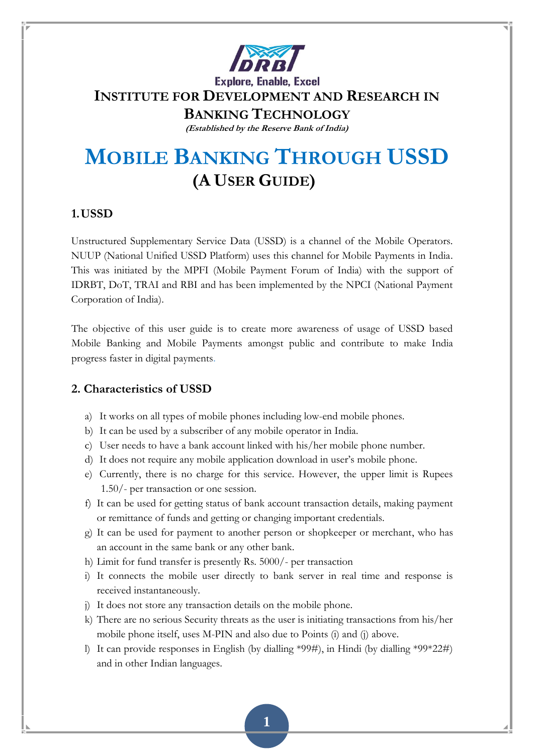Explore, Enable, Excel

# INSTITUTE FOR DEVELOPMENT AND RESEARCH IN BANKING TECHNOLOGY

***(Established by the Reserve Bank of India)***

# MOBILE BANKING THROUGH USSD

## (A USER GUIDE)

### 1. USSD

Unstructured Supplementary Service Data (USSD) is a channel of the Mobile Operators. NUUP (National Unified USSD Platform) uses this channel for Mobile Payments in India. This was initiated by the MPFI (Mobile Payment Forum of India) with the support of IDRBT, DoT, TRAI and RBI and has been implemented by the NPCI (National Payment Corporation of India).

The objective of this user guide is to create more awareness of usage of USSD based Mobile Banking and Mobile Payments amongst public and contribute to make India progress faster in digital payments.

### 2. Characteristics of USSD

a) It works on all types of mobile phones including low-end mobile phones.
b) It can be used by a subscriber of any mobile operator in India.
c) User needs to have a bank account linked with his/her mobile phone number.
d) It does not require any mobile application download in user's mobile phone.
e) Currently, there is no charge for this service. However, the upper limit is Rupees 1.50/- per transaction or one session.
f) It can be used for getting status of bank account transaction details, making payment or remittance of funds and getting or changing important credentials.
g) It can be used for payment to another person or shopkeeper or merchant, who has an account in the same bank or any other bank.
h) Limit for fund transfer is presently Rs. 5000/- per transaction
i) It connects the mobile user directly to bank server in real time and response is received instantaneously.
j) It does not store any transaction details on the mobile phone.
k) There are no serious Security threats as the user is initiating transactions from his/her mobile phone itself, uses M-PIN and also due to Points (i) and (j) above.
l) It can provide responses in English (by dialling *99#), in Hindi (by dialling *99*22#) and in other Indian languages.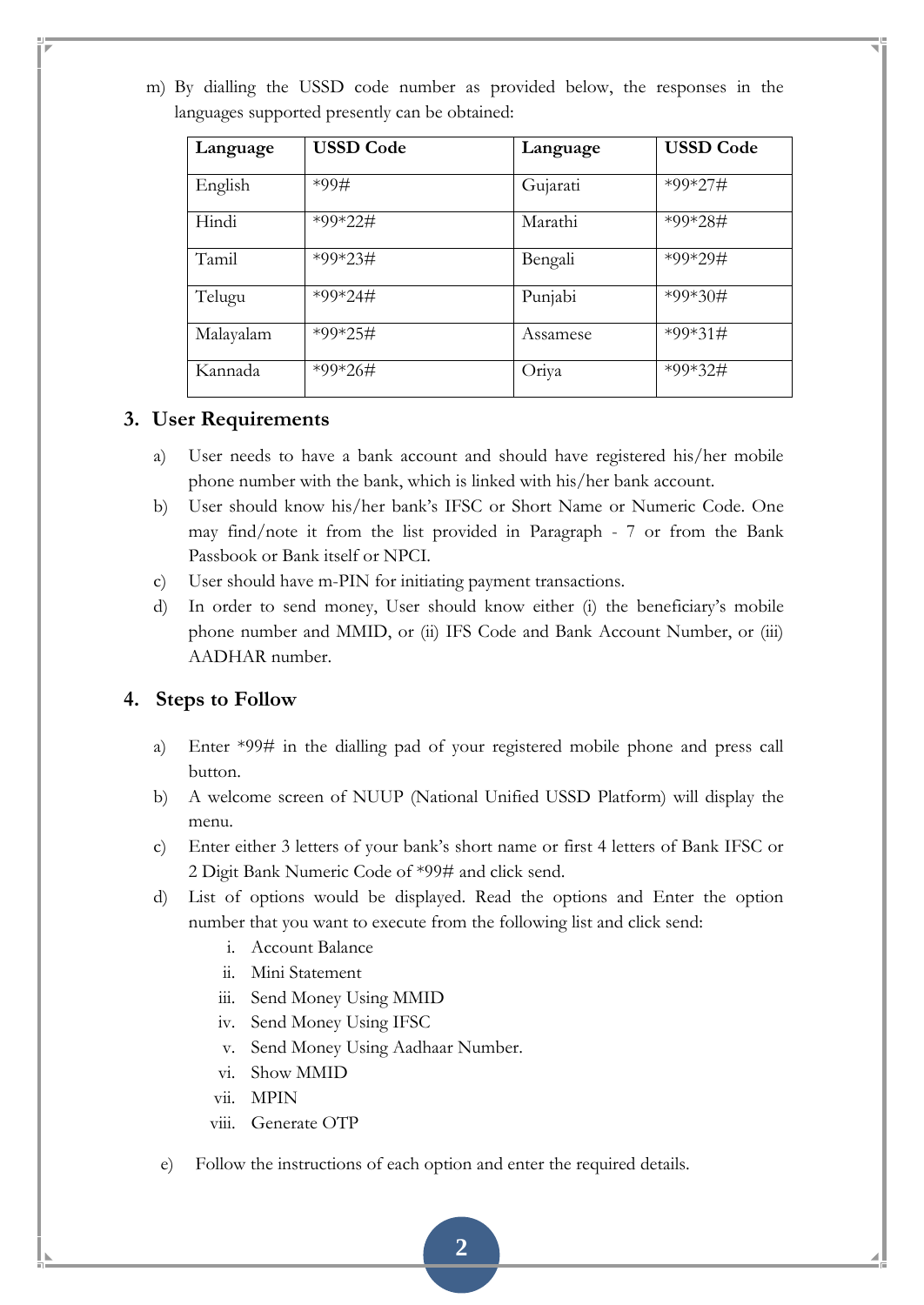m) By dialling the USSD code number as provided below, the responses in the languages supported presently can be obtained:

| Language | USSD Code | Language | USSD Code |
|---|---|---|---|
| English | *99# | Gujarati | *99*27# |
| Hindi | *99*22# | Marathi | *99*28# |
| Tamil | *99*23# | Bengali | *99*29# |
| Telugu | *99*24# | Punjabi | *99*30# |
| Malayalam | *99*25# | Assamese | *99*31# |
| Kannada | *99*26# | Oriya | *99*32# |

## 3. User Requirements

a) User needs to have a bank account and should have registered his/her mobile phone number with the bank, which is linked with his/her bank account.

b) User should know his/her bank's IFSC or Short Name or Numeric Code. One may find/note it from the list provided in Paragraph - 7 or from the Bank Passbook or Bank itself or NPCI.

c) User should have m-PIN for initiating payment transactions.

d) In order to send money, User should know either (i) the beneficiary's mobile phone number and MMID, or (ii) IFS Code and Bank Account Number, or (iii) AADHAR number.

## 4. Steps to Follow

a) Enter *99# in the dialling pad of your registered mobile phone and press call button.

b) A welcome screen of NUUP (National Unified USSD Platform) will display the menu.

c) Enter either 3 letters of your bank's short name or first 4 letters of Bank IFSC or 2 Digit Bank Numeric Code of *99# and click send.

d) List of options would be displayed. Read the options and Enter the option number that you want to execute from the following list and click send:

   i. Account Balance
   ii. Mini Statement
   iii. Send Money Using MMID
   iv. Send Money Using IFSC
   v. Send Money Using Aadhaar Number.
   vi. Show MMID
   vii. MPIN
   viii. Generate OTP

e) Follow the instructions of each option and enter the required details.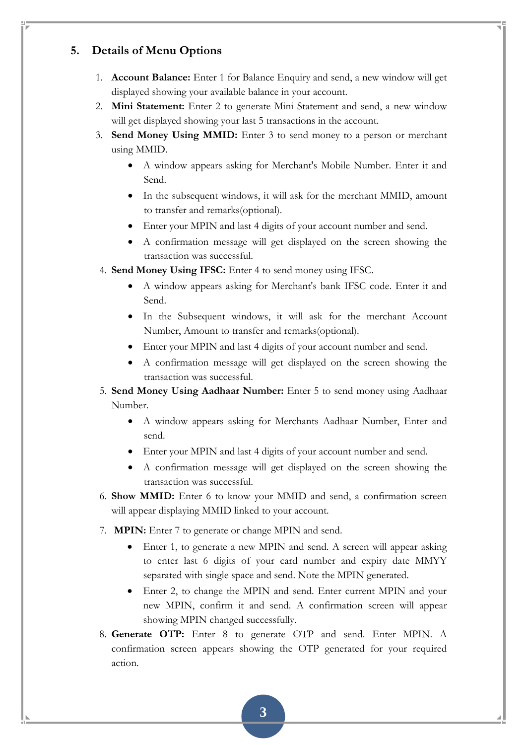## 5. Details of Menu Options

1. **Account Balance:** Enter 1 for Balance Enquiry and send, a new window will get displayed showing your available balance in your account.
2. **Mini Statement:** Enter 2 to generate Mini Statement and send, a new window will get displayed showing your last 5 transactions in the account.
3. **Send Money Using MMID:** Enter 3 to send money to a person or merchant using MMID.
    - A window appears asking for Merchant's Mobile Number. Enter it and Send.
    - In the subsequent windows, it will ask for the merchant MMID, amount to transfer and remarks(optional).
    - Enter your MPIN and last 4 digits of your account number and send.
    - A confirmation message will get displayed on the screen showing the transaction was successful.
4. **Send Money Using IFSC:** Enter 4 to send money using IFSC.
    - A window appears asking for Merchant's bank IFSC code. Enter it and Send.
    - In the Subsequent windows, it will ask for the merchant Account Number, Amount to transfer and remarks(optional).
    - Enter your MPIN and last 4 digits of your account number and send.
    - A confirmation message will get displayed on the screen showing the transaction was successful.
5. **Send Money Using Aadhaar Number:** Enter 5 to send money using Aadhaar Number.
    - A window appears asking for Merchants Aadhaar Number, Enter and send.
    - Enter your MPIN and last 4 digits of your account number and send.
    - A confirmation message will get displayed on the screen showing the transaction was successful.
6. **Show MMID:** Enter 6 to know your MMID and send, a confirmation screen will appear displaying MMID linked to your account.
7. **MPIN:** Enter 7 to generate or change MPIN and send.
    - Enter 1, to generate a new MPIN and send. A screen will appear asking to enter last 6 digits of your card number and expiry date MMYY separated with single space and send. Note the MPIN generated.
    - Enter 2, to change the MPIN and send. Enter current MPIN and your new MPIN, confirm it and send. A confirmation screen will appear showing MPIN changed successfully.
8. **Generate OTP:** Enter 8 to generate OTP and send. Enter MPIN. A confirmation screen appears showing the OTP generated for your required action.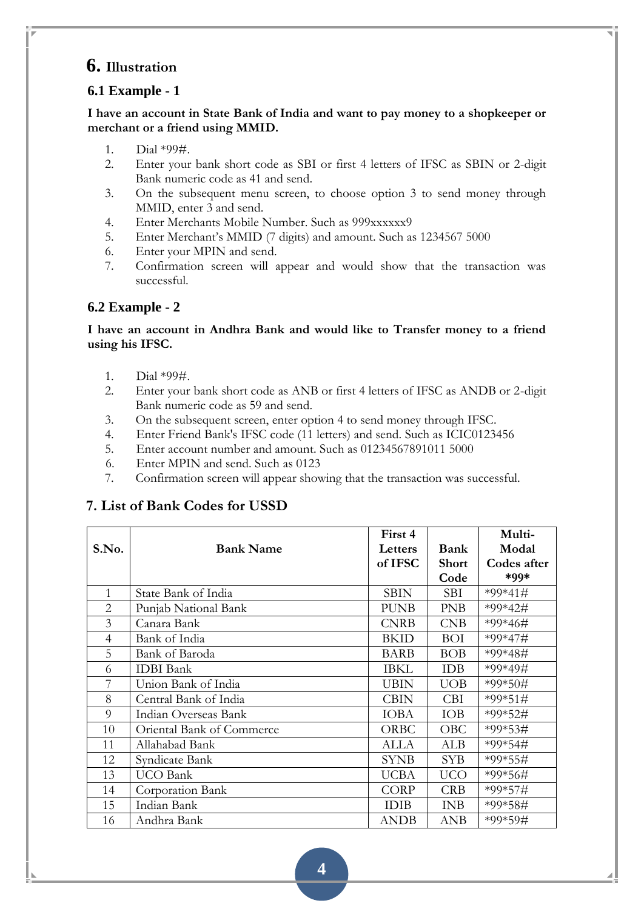# 6. Illustration

## 6.1 Example - 1

**I have an account in State Bank of India and want to pay money to a shopkeeper or merchant or a friend using MMID.**

1. Dial *99#.
2. Enter your bank short code as SBI or first 4 letters of IFSC as SBIN or 2-digit Bank numeric code as 41 and send.
3. On the subsequent menu screen, to choose option 3 to send money through MMID, enter 3 and send.
4. Enter Merchants Mobile Number. Such as 999xxxxxx9
5. Enter Merchant's MMID (7 digits) and amount. Such as 1234567 5000
6. Enter your MPIN and send.
7. Confirmation screen will appear and would show that the transaction was successful.

## 6.2 Example - 2

**I have an account in Andhra Bank and would like to Transfer money to a friend using his IFSC.**

1. Dial *99#.
2. Enter your bank short code as ANB or first 4 letters of IFSC as ANDB or 2-digit Bank numeric code as 59 and send.
3. On the subsequent screen, enter option 4 to send money through IFSC.
4. Enter Friend Bank's IFSC code (11 letters) and send. Such as ICIC0123456
5. Enter account number and amount. Such as 01234567891011 5000
6. Enter MPIN and send. Such as 0123
7. Confirmation screen will appear showing that the transaction was successful.

# 7. List of Bank Codes for USSD

| S.No. | Bank Name | First 4 Letters of IFSC | Bank Short Code | Multi-Modal Codes after *99* |
|---|---|---|---|---|
| 1 | State Bank of India | SBIN | SBI | *99*41# |
| 2 | Punjab National Bank | PUNB | PNB | *99*42# |
| 3 | Canara Bank | CNRB | CNB | *99*46# |
| 4 | Bank of India | BKID | BOI | *99*47# |
| 5 | Bank of Baroda | BARB | BOB | *99*48# |
| 6 | IDBI Bank | IBKL | IDB | *99*49# |
| 7 | Union Bank of India | UBIN | UOB | *99*50# |
| 8 | Central Bank of India | CBIN | CBI | *99*51# |
| 9 | Indian Overseas Bank | IOBA | IOB | *99*52# |
| 10 | Oriental Bank of Commerce | ORBC | OBC | *99*53# |
| 11 | Allahabad Bank | ALLA | ALB | *99*54# |
| 12 | Syndicate Bank | SYNB | SYB | *99*55# |
| 13 | UCO Bank | UCBA | UCO | *99*56# |
| 14 | Corporation Bank | CORP | CRB | *99*57# |
| 15 | Indian Bank | IDIB | INB | *99*58# |
| 16 | Andhra Bank | ANDB | ANB | *99*59# |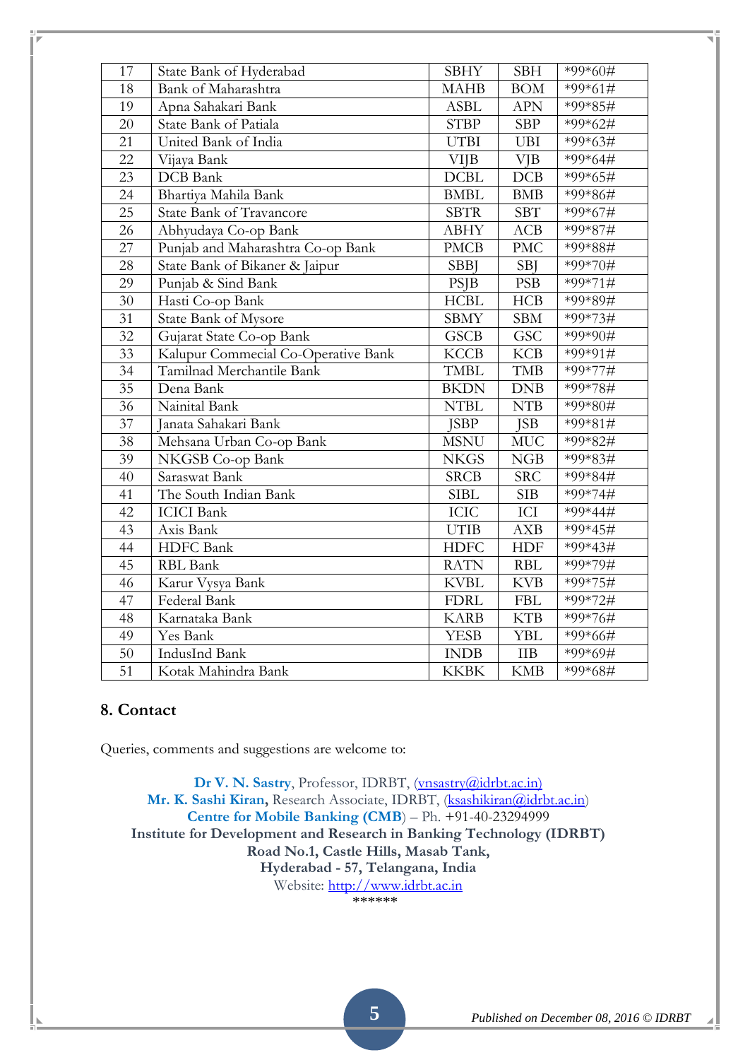| | | | | |
|---|---|---|---|---|
| 17 | State Bank of Hyderabad | SBHY | SBH | *99*60# |
| 18 | Bank of Maharashtra | MAHB | BOM | *99*61# |
| 19 | Apna Sahakari Bank | ASBL | APN | *99*85# |
| 20 | State Bank of Patiala | STBP | SBP | *99*62# |
| 21 | United Bank of India | UTBI | UBI | *99*63# |
| 22 | Vijaya Bank | VIJB | VJB | *99*64# |
| 23 | DCB Bank | DCBL | DCB | *99*65# |
| 24 | Bhartiya Mahila Bank | BMBL | BMB | *99*86# |
| 25 | State Bank of Travancore | SBTR | SBT | *99*67# |
| 26 | Abhyudaya Co-op Bank | ABHY | ACB | *99*87# |
| 27 | Punjab and Maharashtra Co-op Bank | PMCB | PMC | *99*88# |
| 28 | State Bank of Bikaner & Jaipur | SBBJ | SBJ | *99*70# |
| 29 | Punjab & Sind Bank | PSIB | PSB | *99*71# |
| 30 | Hasti Co-op Bank | HCBL | HCB | *99*89# |
| 31 | State Bank of Mysore | SBMY | SBM | *99*73# |
| 32 | Gujarat State Co-op Bank | GSCB | GSC | *99*90# |
| 33 | Kalupur Commecial Co-Operative Bank | KCCB | KCB | *99*91# |
| 34 | Tamilnad Merchantile Bank | TMBL | TMB | *99*77# |
| 35 | Dena Bank | BKDN | DNB | *99*78# |
| 36 | Nainital Bank | NTBL | NTB | *99*80# |
| 37 | Janata Sahakari Bank | JSBP | JSB | *99*81# |
| 38 | Mehsana Urban Co-op Bank | MSNU | MUC | *99*82# |
| 39 | NKGSB Co-op Bank | NKGS | NGB | *99*83# |
| 40 | Saraswat Bank | SRCB | SRC | *99*84# |
| 41 | The South Indian Bank | SIBL | SIB | *99*74# |
| 42 | ICICI Bank | ICIC | ICI | *99*44# |
| 43 | Axis Bank | UTIB | AXB | *99*45# |
| 44 | HDFC Bank | HDFC | HDF | *99*43# |
| 45 | RBL Bank | RATN | RBL | *99*79# |
| 46 | Karur Vysya Bank | KVBL | KVB | *99*75# |
| 47 | Federal Bank | FDRL | FBL | *99*72# |
| 48 | Karnataka Bank | KARB | KTB | *99*76# |
| 49 | Yes Bank | YESB | YBL | *99*66# |
| 50 | IndusInd Bank | INDB | IIB | *99*69# |
| 51 | Kotak Mahindra Bank | KKBK | KMB | *99*68# |

## 8. Contact

Queries, comments and suggestions are welcome to:

**Dr V. N. Sastry**, Professor, IDRBT, (vnsastry@idrbt.ac.in)
**Mr. K. Sashi Kiran,** Research Associate, IDRBT, (ksashikiran@idrbt.ac.in)
**Centre for Mobile Banking (CMB**) – Ph. +91-40-23294999
**Institute for Development and Research in Banking Technology (IDRBT)**
**Road No.1, Castle Hills, Masab Tank,**
**Hyderabad - 57, Telangana, India**
Website: http://www.idrbt.ac.in

******

*Published on December 08, 2016 © IDRBT*